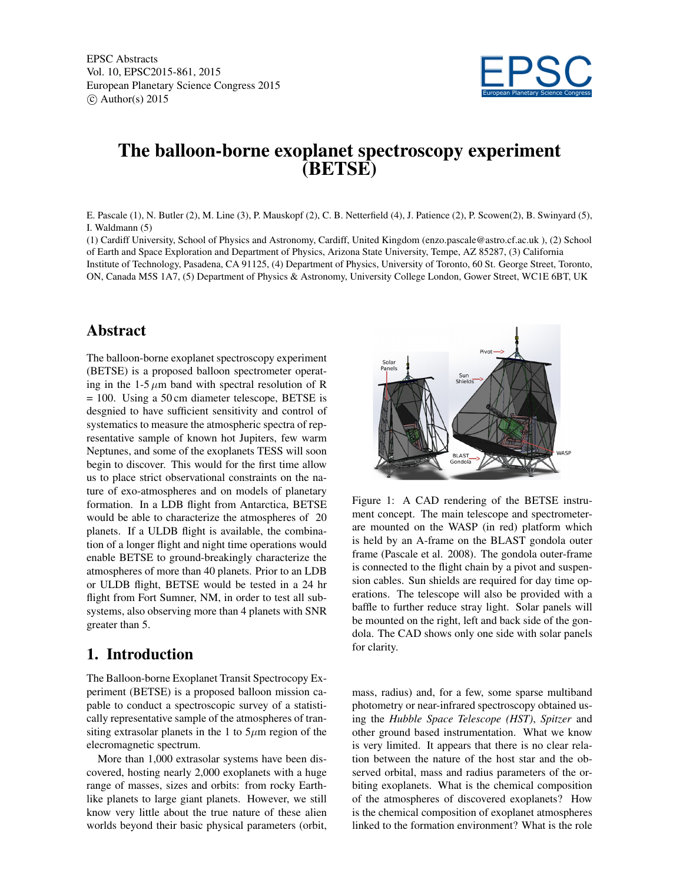# The balloon-borne exoplanet spectroscopy experiment (BETSE)

E. Pascale (1), N. Butler (2), M. Line (3), P. Mauskopf (2), C. B. Netterfield (4), J. Patience (2), P. Scowen(2), B. Swinyard (5), I. Waldmann (5)

(1) Cardiff University, School of Physics and Astronomy, Cardiff, United Kingdom (enzo.pascale@astro.cf.ac.uk ), (2) School of Earth and Space Exploration and Department of Physics, Arizona State University, Tempe, AZ 85287, (3) California Institute of Technology, Pasadena, CA 91125, (4) Department of Physics, University of Toronto, 60 St. George Street, Toronto, ON, Canada M5S 1A7, (5) Department of Physics & Astronomy, University College London, Gower Street, WC1E 6BT, UK

## Abstract

The balloon-borne exoplanet spectroscopy experiment (BETSE) is a proposed balloon spectrometer operating in the 1-5 $\mu$m band with spectral resolution of R = 100. Using a 50 cm diameter telescope, BETSE is desgnied to have sufficient sensitivity and control of systematics to measure the atmospheric spectra of representative sample of known hot Jupiters, few warm Neptunes, and some of the exoplanets TESS will soon begin to discover. This would for the first time allow us to place strict observational constraints on the nature of exo-atmospheres and on models of planetary formation. In a LDB flight from Antarctica, BETSE would be able to characterize the atmospheres of 20 planets. If a ULDB flight is available, the combination of a longer flight and night time operations would enable BETSE to ground-breakingly characterize the atmospheres of more than 40 planets. Prior to an LDB or ULDB flight, BETSE would be tested in a 24 hr flight from Fort Sumner, NM, in order to test all subsystems, also observing more than 4 planets with SNR greater than 5.

Figure 1: A CAD rendering of the BETSE instrument concept. The main telescope and spectrometerare mounted on the WASP (in red) platform which is held by an A-frame on the BLAST gondola outer frame (Pascale et al. 2008). The gondola outer-frame is connected to the flight chain by a pivot and suspension cables. Sun shields are required for day time operations. The telescope will also be provided with a baffle to further reduce stray light. Solar panels will be mounted on the right, left and back side of the gondola. The CAD shows only one side with solar panels for clarity.

## 1. Introduction

The Balloon-borne Exoplanet Transit Spectrocopy Experiment (BETSE) is a proposed balloon mission capable to conduct a spectroscopic survey of a statistically representative sample of the atmospheres of transiting extrasolar planets in the 1 to 5$\mu$m region of the elecromagnetic spectrum.

More than 1,000 extrasolar systems have been discovered, hosting nearly 2,000 exoplanets with a huge range of masses, sizes and orbits: from rocky Earth-like planets to large giant planets. However, we still know very little about the true nature of these alien worlds beyond their basic physical parameters (orbit, mass, radius) and, for a few, some sparse multiband photometry or near-infrared spectroscopy obtained using the *Hubble Space Telescope (HST)*, *Spitzer* and other ground based instrumentation. What we know is very limited. It appears that there is no clear relation between the nature of the host star and the observed orbital, mass and radius parameters of the orbiting exoplanets. What is the chemical composition of the atmospheres of discovered exoplanets? How is the chemical composition of exoplanet atmospheres linked to the formation environment? What is the role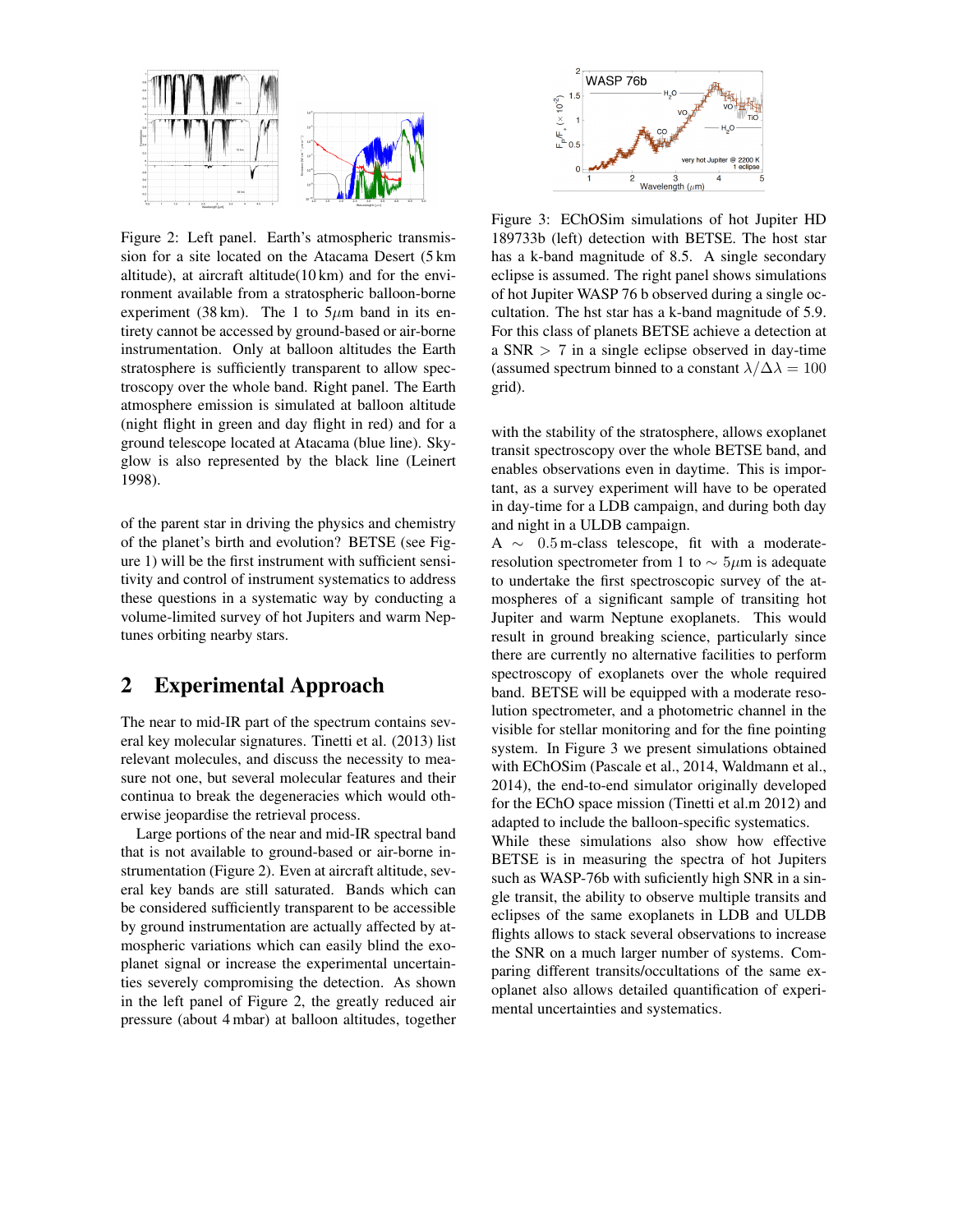Figure 2: Left panel. Earth's atmospheric transmission for a site located on the Atacama Desert (5 km altitude), at aircraft altitude(10 km) and for the environment available from a stratospheric balloon-borne experiment (38 km). The 1 to 5$\mu$m band in its entirety cannot be accessed by ground-based or air-borne instrumentation. Only at balloon altitudes the Earth stratosphere is sufficiently transparent to allow spectroscopy over the whole band. Right panel. The Earth atmosphere emission is simulated at balloon altitude (night flight in green and day flight in red) and for a ground telescope located at Atacama (blue line). Skyglow is also represented by the black line (Leinert 1998).

of the parent star in driving the physics and chemistry of the planet's birth and evolution? BETSE (see Figure 1) will be the first instrument with sufficient sensitivity and control of instrument systematics to address these questions in a systematic way by conducting a volume-limited survey of hot Jupiters and warm Neptunes orbiting nearby stars.

## 2 Experimental Approach

The near to mid-IR part of the spectrum contains several key molecular signatures. Tinetti et al. (2013) list relevant molecules, and discuss the necessity to measure not one, but several molecular features and their continua to break the degeneracies which would otherwise jeopardise the retrieval process.

Large portions of the near and mid-IR spectral band that is not available to ground-based or air-borne instrumentation (Figure 2). Even at aircraft altitude, several key bands are still saturated. Bands which can be considered sufficiently transparent to be accessible by ground instrumentation are actually affected by atmospheric variations which can easily blind the exoplanet signal or increase the experimental uncertainties severely compromising the detection. As shown in the left panel of Figure 2, the greatly reduced air pressure (about 4 mbar) at balloon altitudes, together with the stability of the stratosphere, allows exoplanet transit spectroscopy over the whole BETSE band, and enables observations even in daytime. This is important, as a survey experiment will have to be operated in day-time for a LDB campaign, and during both day and night in a ULDB campaign.

A $\sim$ 0.5 m-class telescope, fit with a moderate-resolution spectrometer from 1 to $\sim 5\mu$m is adequate to undertake the first spectroscopic survey of the atmospheres of a significant sample of transiting hot Jupiter and warm Neptune exoplanets. This would result in ground breaking science, particularly since there are currently no alternative facilities to perform spectroscopy of exoplanets over the whole required band. BETSE will be equipped with a moderate resolution spectrometer, and a photometric channel in the visible for stellar monitoring and for the fine pointing system. In Figure 3 we present simulations obtained with EChOSim (Pascale et al., 2014, Waldmann et al., 2014), the end-to-end simulator originally developed for the EChO space mission (Tinetti et al.m 2012) and adapted to include the balloon-specific systematics.

While these simulations also show how effective BETSE is in measuring the spectra of hot Jupiters such as WASP-76b with suficiently high SNR in a single transit, the ability to observe multiple transits and eclipses of the same exoplanets in LDB and ULDB flights allows to stack several observations to increase the SNR on a much larger number of systems. Comparing different transits/occultations of the same exoplanet also allows detailed quantification of experimental uncertainties and systematics.

WASP 76b
$F_p/F_*$ ($\times 10^{-2}$)
2
1.5
1
0.5
0
$H_2O$
VO
VO
TiO
CO
$H_2O$
very hot Jupiter @ 2200 K
1 eclipse
1
2
3
4
5
Wavelength ($\mu$m)

Figure 3: EChOSim simulations of hot Jupiter HD 189733b (left) detection with BETSE. The host star has a k-band magnitude of 8.5. A single secondary eclipse is assumed. The right panel shows simulations of hot Jupiter WASP 76 b observed during a single occultation. The hst star has a k-band magnitude of 5.9. For this class of planets BETSE achieve a detection at a SNR $> 7$ in a single eclipse observed in day-time (assumed spectrum binned to a constant $\lambda/\Delta\lambda = 100$ grid).